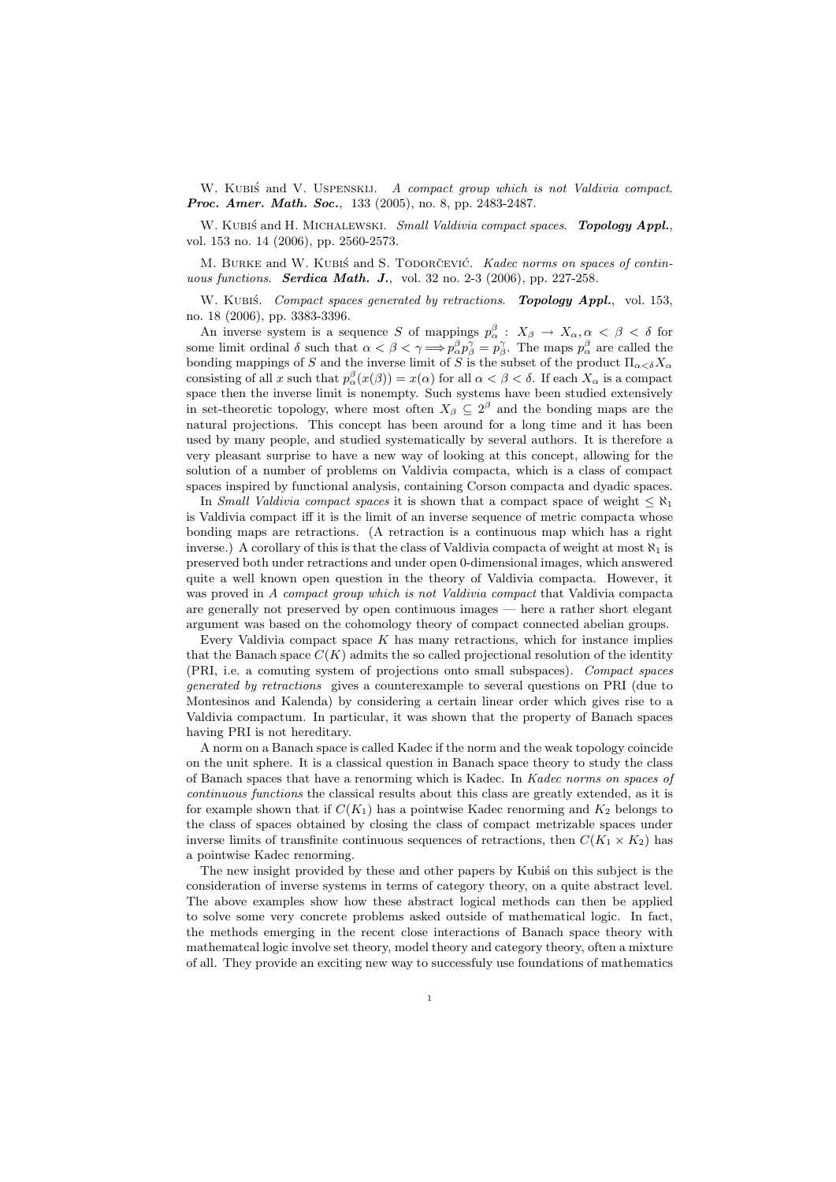W. Kubiś and V. Uspenskij. *A compact group which is not Valdivia compact*. ***Proc. Amer. Math. Soc.***, 133 (2005), no. 8, pp. 2483-2487.

W. Kubiś and H. Michalewski. *Small Valdivia compact spaces*. ***Topology Appl.***, vol. 153 no. 14 (2006), pp. 2560-2573.

M. Burke and W. Kubiś and S. Todorčević. *Kadec norms on spaces of continuous functions*. ***Serdica Math. J.***, vol. 32 no. 2-3 (2006), pp. 227-258.

W. Kubiś. *Compact spaces generated by retractions*. ***Topology Appl.***, vol. 153, no. 18 (2006), pp. 3383-3396.

An inverse system is a sequence $S$ of mappings $p^\beta_\alpha : X_\beta \to X_\alpha, \alpha < \beta < \delta$ for some limit ordinal $\delta$ such that $\alpha < \beta < \gamma \Longrightarrow p^\beta_\alpha p^\gamma_\beta = p^\gamma_\beta$. The maps $p^\beta_\alpha$ are called the bonding mappings of $S$ and the inverse limit of $S$ is the subset of the product $\Pi_{\alpha<\delta} X_\alpha$ consisting of all $x$ such that $p^\beta_\alpha(x(\beta)) = x(\alpha)$ for all $\alpha < \beta < \delta$. If each $X_\alpha$ is a compact space then the inverse limit is nonempty. Such systems have been studied extensively in set-theoretic topology, where most often $X_\beta \subseteq 2^\beta$ and the bonding maps are the natural projections. This concept has been around for a long time and it has been used by many people, and studied systematically by several authors. It is therefore a very pleasant surprise to have a new way of looking at this concept, allowing for the solution of a number of problems on Valdivia compacta, which is a class of compact spaces inspired by functional analysis, containing Corson compacta and dyadic spaces.

In *Small Valdivia compact spaces* it is shown that a compact space of weight $\leq \aleph_1$ is Valdivia compact iff it is the limit of an inverse sequence of metric compacta whose bonding maps are retractions. (A retraction is a continuous map which has a right inverse.) A corollary of this is that the class of Valdivia compacta of weight at most $\aleph_1$ is preserved both under retractions and under open 0-dimensional images, which answered quite a well known open question in the theory of Valdivia compacta. However, it was proved in *A compact group which is not Valdivia compact* that Valdivia compacta are generally not preserved by open continuous images — here a rather short elegant argument was based on the cohomology theory of compact connected abelian groups.

Every Valdivia compact space $K$ has many retractions, which for instance implies that the Banach space $C(K)$ admits the so called projectional resolution of the identity (PRI, i.e. a comuting system of projections onto small subspaces). *Compact spaces generated by retractions* gives a counterexample to several questions on PRI (due to Montesinos and Kalenda) by considering a certain linear order which gives rise to a Valdivia compactum. In particular, it was shown that the property of Banach spaces having PRI is not hereditary.

A norm on a Banach space is called Kadec if the norm and the weak topology coincide on the unit sphere. It is a classical question in Banach space theory to study the class of Banach spaces that have a renorming which is Kadec. In *Kadec norms on spaces of continuous functions* the classical results about this class are greatly extended, as it is for example shown that if $C(K_1)$ has a pointwise Kadec renorming and $K_2$ belongs to the class of spaces obtained by closing the class of compact metrizable spaces under inverse limits of transfinite continuous sequences of retractions, then $C(K_1 \times K_2)$ has a pointwise Kadec renorming.

The new insight provided by these and other papers by Kubiś on this subject is the consideration of inverse systems in terms of category theory, on a quite abstract level. The above examples show how these abstract logical methods can then be applied to solve some very concrete problems asked outside of mathematical logic. In fact, the methods emerging in the recent close interactions of Banach space theory with mathematatcal logic involve set theory, model theory and category theory, often a mixture of all. They provide an exciting new way to successfuly use foundations of mathematics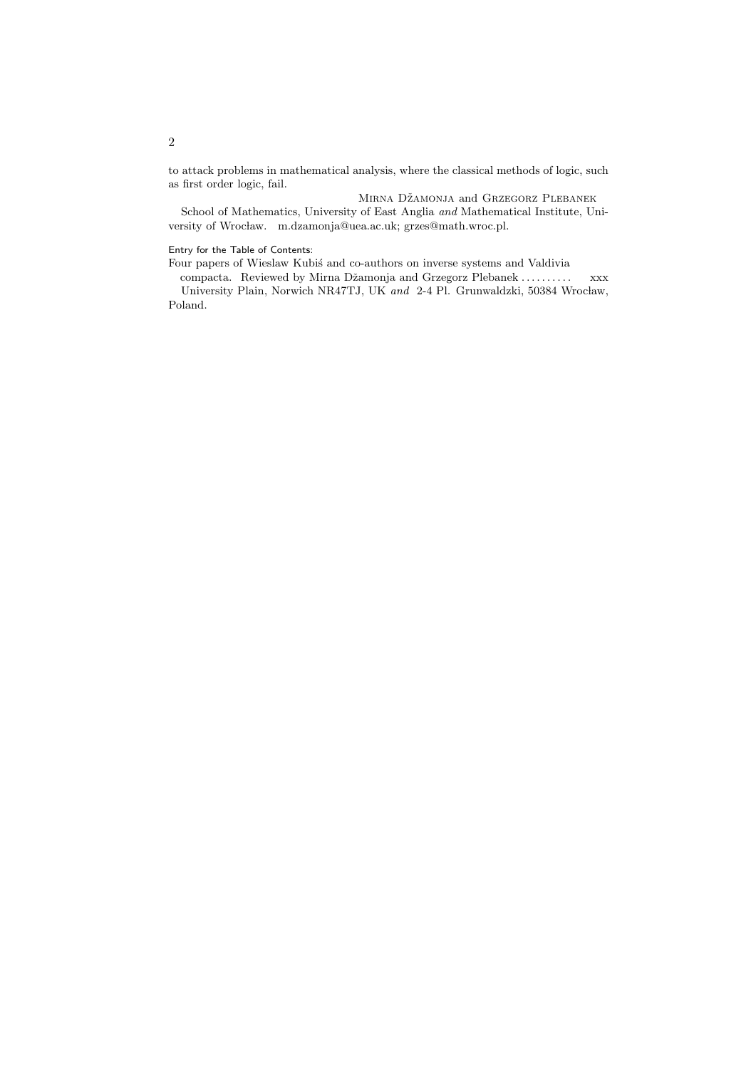to attack problems in mathematical analysis, where the classical methods of logic, such as first order logic, fail.

Mirna Džamonja and Grzegorz Plebanek

School of Mathematics, University of East Anglia *and* Mathematical Institute, University of Wrocław. m.dzamonja@uea.ac.uk; grzes@math.wroc.pl.

Entry for the Table of Contents:

Four papers of Wieslaw Kubiś and co-authors on inverse systems and Valdivia compacta. Reviewed by Mirna Džamonja and Grzegorz Plebanek .......... xxx

University Plain, Norwich NR47TJ, UK *and* 2-4 Pl. Grunwaldzki, 50384 Wrocław, Poland.